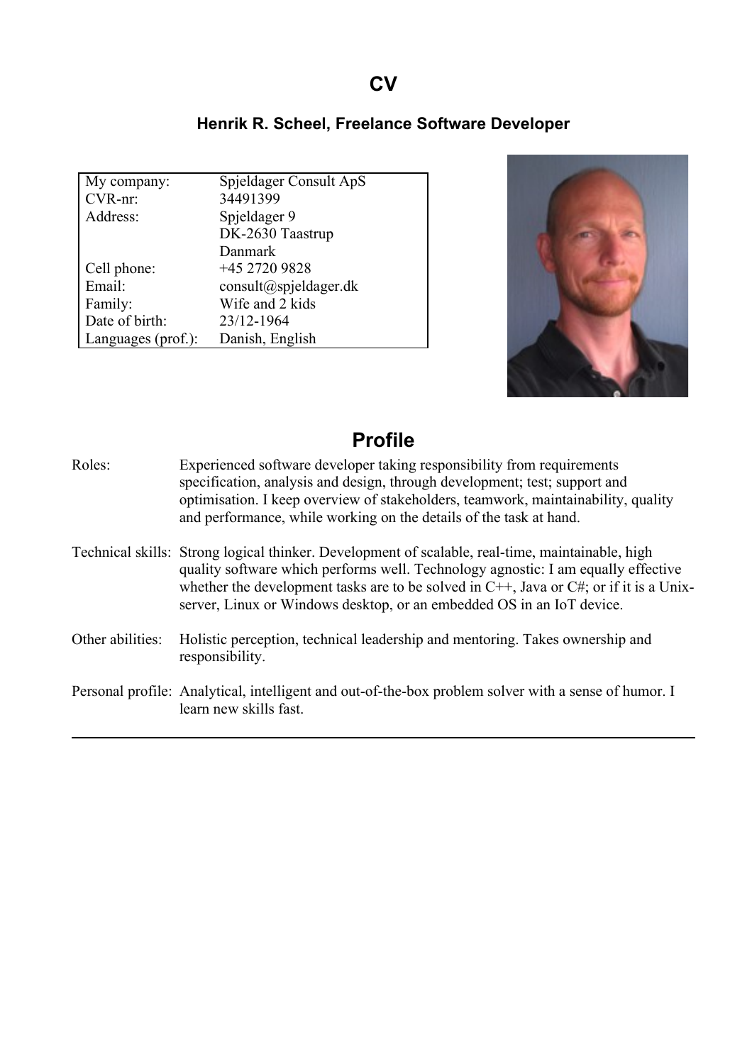# CV

## Henrik R. Scheel, Freelance Software Developer

| | |
|---|---|
| My company: | Spjeldager Consult ApS |
| CVR-nr: | 34491399 |
| Address: | Spjeldager 9<br>DK-2630 Taastrup<br>Danmark |
| Cell phone: | +45 2720 9828 |
| Email: | consult@spjeldager.dk |
| Family: | Wife and 2 kids |
| Date of birth: | 23/12-1964 |
| Languages (prof.): | Danish, English |

# Profile

| | |
|---|---|
| Roles: | Experienced software developer taking responsibility from requirements specification, analysis and design, through development; test; support and optimisation. I keep overview of stakeholders, teamwork, maintainability, quality and performance, while working on the details of the task at hand. |
| Technical skills: | Strong logical thinker. Development of scalable, real-time, maintainable, high quality software which performs well. Technology agnostic: I am equally effective whether the development tasks are to be solved in C++, Java or C#; or if it is a Unix-server, Linux or Windows desktop, or an embedded OS in an IoT device. |
| Other abilities: | Holistic perception, technical leadership and mentoring. Takes ownership and responsibility. |
| Personal profile: | Analytical, intelligent and out-of-the-box problem solver with a sense of humor. I learn new skills fast. |

---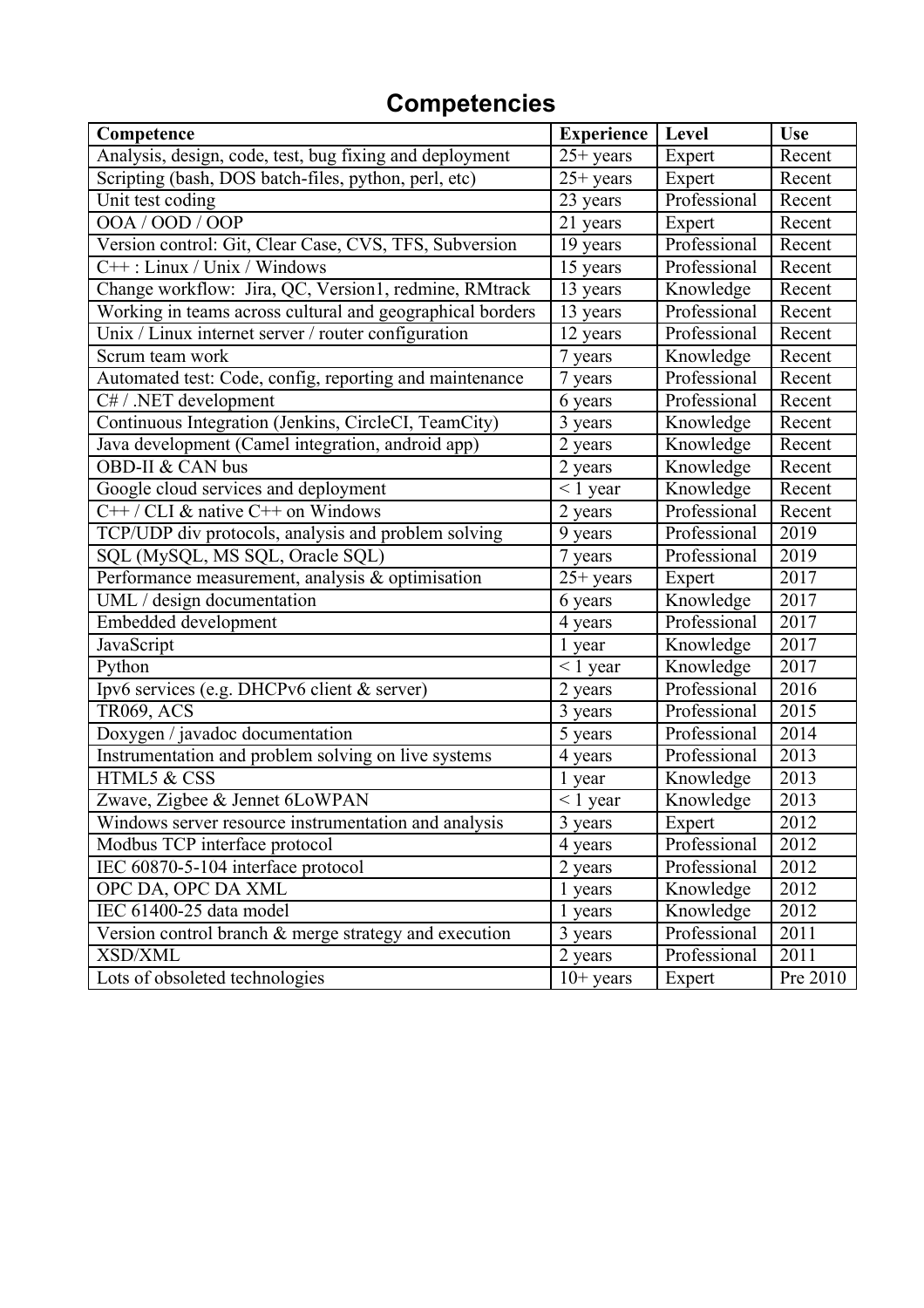# Competencies

| Competence | Experience | Level | Use |
|---|---|---|---|
| Analysis, design, code, test, bug fixing and deployment | 25+ years | Expert | Recent |
| Scripting (bash, DOS batch-files, python, perl, etc) | 25+ years | Expert | Recent |
| Unit test coding | 23 years | Professional | Recent |
| OOA / OOD / OOP | 21 years | Expert | Recent |
| Version control: Git, Clear Case, CVS, TFS, Subversion | 19 years | Professional | Recent |
| C++ : Linux / Unix / Windows | 15 years | Professional | Recent |
| Change workflow: Jira, QC, Version1, redmine, RMtrack | 13 years | Knowledge | Recent |
| Working in teams across cultural and geographical borders | 13 years | Professional | Recent |
| Unix / Linux internet server / router configuration | 12 years | Professional | Recent |
| Scrum team work | 7 years | Knowledge | Recent |
| Automated test: Code, config, reporting and maintenance | 7 years | Professional | Recent |
| C# / .NET development | 6 years | Professional | Recent |
| Continuous Integration (Jenkins, CircleCI, TeamCity) | 3 years | Knowledge | Recent |
| Java development (Camel integration, android app) | 2 years | Knowledge | Recent |
| OBD-II & CAN bus | 2 years | Knowledge | Recent |
| Google cloud services and deployment | < 1 year | Knowledge | Recent |
| C++ / CLI & native C++ on Windows | 2 years | Professional | Recent |
| TCP/UDP div protocols, analysis and problem solving | 9 years | Professional | 2019 |
| SQL (MySQL, MS SQL, Oracle SQL) | 7 years | Professional | 2019 |
| Performance measurement, analysis & optimisation | 25+ years | Expert | 2017 |
| UML / design documentation | 6 years | Knowledge | 2017 |
| Embedded development | 4 years | Professional | 2017 |
| JavaScript | 1 year | Knowledge | 2017 |
| Python | < 1 year | Knowledge | 2017 |
| Ipv6 services (e.g. DHCPv6 client & server) | 2 years | Professional | 2016 |
| TR069, ACS | 3 years | Professional | 2015 |
| Doxygen / javadoc documentation | 5 years | Professional | 2014 |
| Instrumentation and problem solving on live systems | 4 years | Professional | 2013 |
| HTML5 & CSS | 1 year | Knowledge | 2013 |
| Zwave, Zigbee & Jennet 6LoWPAN | < 1 year | Knowledge | 2013 |
| Windows server resource instrumentation and analysis | 3 years | Expert | 2012 |
| Modbus TCP interface protocol | 4 years | Professional | 2012 |
| IEC 60870-5-104 interface protocol | 2 years | Professional | 2012 |
| OPC DA, OPC DA XML | 1 years | Knowledge | 2012 |
| IEC 61400-25 data model | 1 years | Knowledge | 2012 |
| Version control branch & merge strategy and execution | 3 years | Professional | 2011 |
| XSD/XML | 2 years | Professional | 2011 |
| Lots of obsoleted technologies | 10+ years | Expert | Pre 2010 |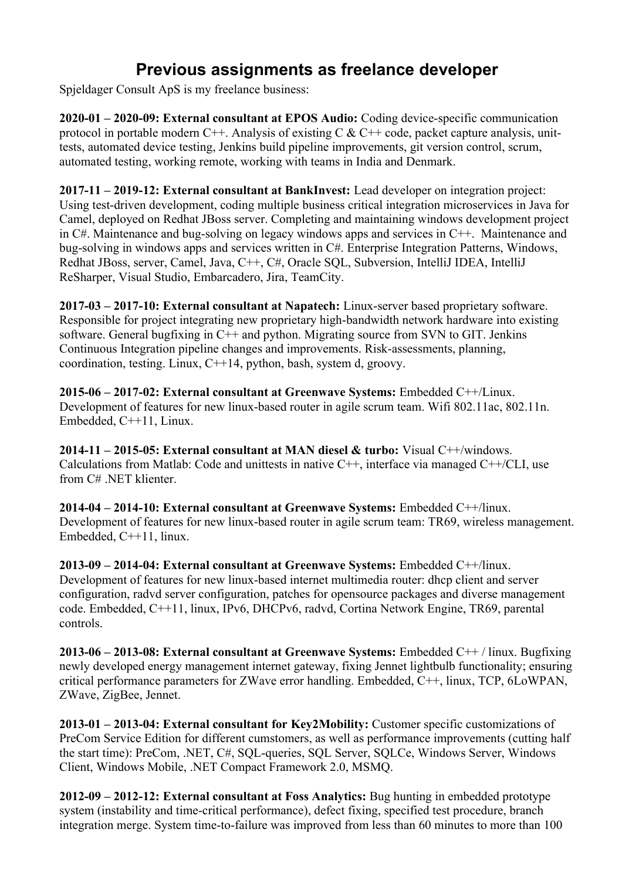# Previous assignments as freelance developer

Spjeldager Consult ApS is my freelance business:

**2020-01 – 2020-09: External consultant at EPOS Audio:** Coding device-specific communication protocol in portable modern C++. Analysis of existing C & C++ code, packet capture analysis, unit-tests, automated device testing, Jenkins build pipeline improvements, git version control, scrum, automated testing, working remote, working with teams in India and Denmark.

**2017-11 – 2019-12: External consultant at BankInvest:** Lead developer on integration project: Using test-driven development, coding multiple business critical integration microservices in Java for Camel, deployed on Redhat JBoss server. Completing and maintaining windows development project in C#. Maintenance and bug-solving on legacy windows apps and services in C++. Maintenance and bug-solving in windows apps and services written in C#. Enterprise Integration Patterns, Windows, Redhat JBoss, server, Camel, Java, C++, C#, Oracle SQL, Subversion, IntelliJ IDEA, IntelliJ ReSharper, Visual Studio, Embarcadero, Jira, TeamCity.

**2017-03 – 2017-10: External consultant at Napatech:** Linux-server based proprietary software. Responsible for project integrating new proprietary high-bandwidth network hardware into existing software. General bugfixing in C++ and python. Migrating source from SVN to GIT. Jenkins Continuous Integration pipeline changes and improvements. Risk-assessments, planning, coordination, testing. Linux, C++14, python, bash, system d, groovy.

**2015-06 – 2017-02: External consultant at Greenwave Systems:** Embedded C++/Linux. Development of features for new linux-based router in agile scrum team. Wifi 802.11ac, 802.11n. Embedded, C++11, Linux.

**2014-11 – 2015-05: External consultant at MAN diesel & turbo:** Visual C++/windows. Calculations from Matlab: Code and unittests in native C++, interface via managed C++/CLI, use from C# .NET klienter.

**2014-04 – 2014-10: External consultant at Greenwave Systems:** Embedded C++/linux. Development of features for new linux-based router in agile scrum team: TR69, wireless management. Embedded, C++11, linux.

**2013-09 – 2014-04: External consultant at Greenwave Systems:** Embedded C++/linux. Development of features for new linux-based internet multimedia router: dhcp client and server configuration, radvd server configuration, patches for opensource packages and diverse management code. Embedded, C++11, linux, IPv6, DHCPv6, radvd, Cortina Network Engine, TR69, parental controls.

**2013-06 – 2013-08: External consultant at Greenwave Systems:** Embedded C++ / linux. Bugfixing newly developed energy management internet gateway, fixing Jennet lightbulb functionality; ensuring critical performance parameters for ZWave error handling. Embedded, C++, linux, TCP, 6LoWPAN, ZWave, ZigBee, Jennet.

**2013-01 – 2013-04: External consultant for Key2Mobility:** Customer specific customizations of PreCom Service Edition for different cumstomers, as well as performance improvements (cutting half the start time): PreCom, .NET, C#, SQL-queries, SQL Server, SQLCe, Windows Server, Windows Client, Windows Mobile, .NET Compact Framework 2.0, MSMQ.

**2012-09 – 2012-12: External consultant at Foss Analytics:** Bug hunting in embedded prototype system (instability and time-critical performance), defect fixing, specified test procedure, branch integration merge. System time-to-failure was improved from less than 60 minutes to more than 100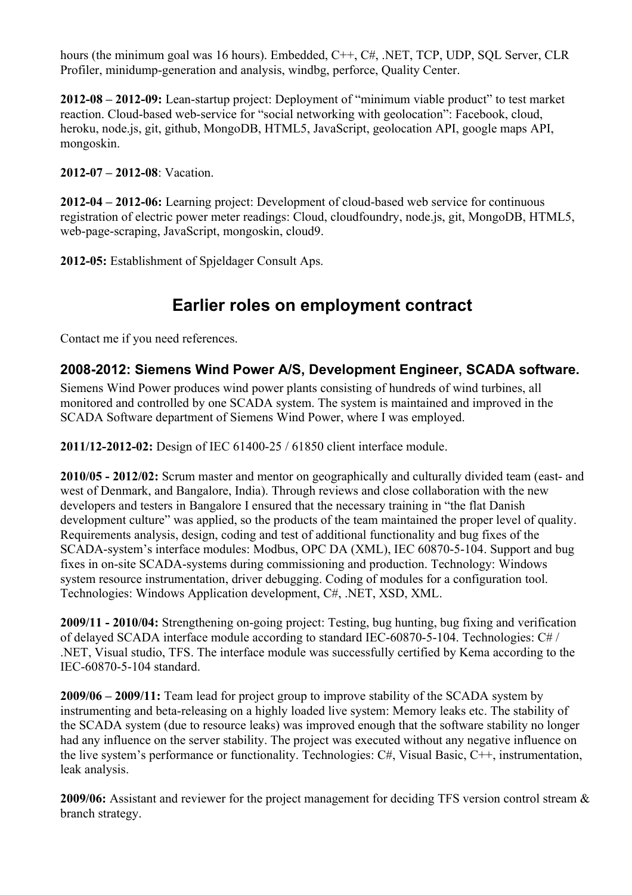hours (the minimum goal was 16 hours). Embedded, C++, C#, .NET, TCP, UDP, SQL Server, CLR Profiler, minidump-generation and analysis, windbg, perforce, Quality Center.

**2012-08 – 2012-09:** Lean-startup project: Deployment of "minimum viable product" to test market reaction. Cloud-based web-service for "social networking with geolocation": Facebook, cloud, heroku, node.js, git, github, MongoDB, HTML5, JavaScript, geolocation API, google maps API, mongoskin.

**2012-07 – 2012-08**: Vacation.

**2012-04 – 2012-06:** Learning project: Development of cloud-based web service for continuous registration of electric power meter readings: Cloud, cloudfoundry, node.js, git, MongoDB, HTML5, web-page-scraping, JavaScript, mongoskin, cloud9.

**2012-05:** Establishment of Spjeldager Consult Aps.

# Earlier roles on employment contract

Contact me if you need references.

## 2008-2012: Siemens Wind Power A/S, Development Engineer, SCADA software.

Siemens Wind Power produces wind power plants consisting of hundreds of wind turbines, all monitored and controlled by one SCADA system. The system is maintained and improved in the SCADA Software department of Siemens Wind Power, where I was employed.

**2011/12-2012-02:** Design of IEC 61400-25 / 61850 client interface module.

**2010/05 - 2012/02:** Scrum master and mentor on geographically and culturally divided team (east- and west of Denmark, and Bangalore, India). Through reviews and close collaboration with the new developers and testers in Bangalore I ensured that the necessary training in "the flat Danish development culture" was applied, so the products of the team maintained the proper level of quality. Requirements analysis, design, coding and test of additional functionality and bug fixes of the SCADA-system's interface modules: Modbus, OPC DA (XML), IEC 60870-5-104. Support and bug fixes in on-site SCADA-systems during commissioning and production. Technology: Windows system resource instrumentation, driver debugging. Coding of modules for a configuration tool. Technologies: Windows Application development, C#, .NET, XSD, XML.

**2009/11 - 2010/04:** Strengthening on-going project: Testing, bug hunting, bug fixing and verification of delayed SCADA interface module according to standard IEC-60870-5-104. Technologies: C# / .NET, Visual studio, TFS. The interface module was successfully certified by Kema according to the IEC-60870-5-104 standard.

**2009/06 – 2009/11:** Team lead for project group to improve stability of the SCADA system by instrumenting and beta-releasing on a highly loaded live system: Memory leaks etc. The stability of the SCADA system (due to resource leaks) was improved enough that the software stability no longer had any influence on the server stability. The project was executed without any negative influence on the live system's performance or functionality. Technologies: C#, Visual Basic, C++, instrumentation, leak analysis.

**2009/06:** Assistant and reviewer for the project management for deciding TFS version control stream & branch strategy.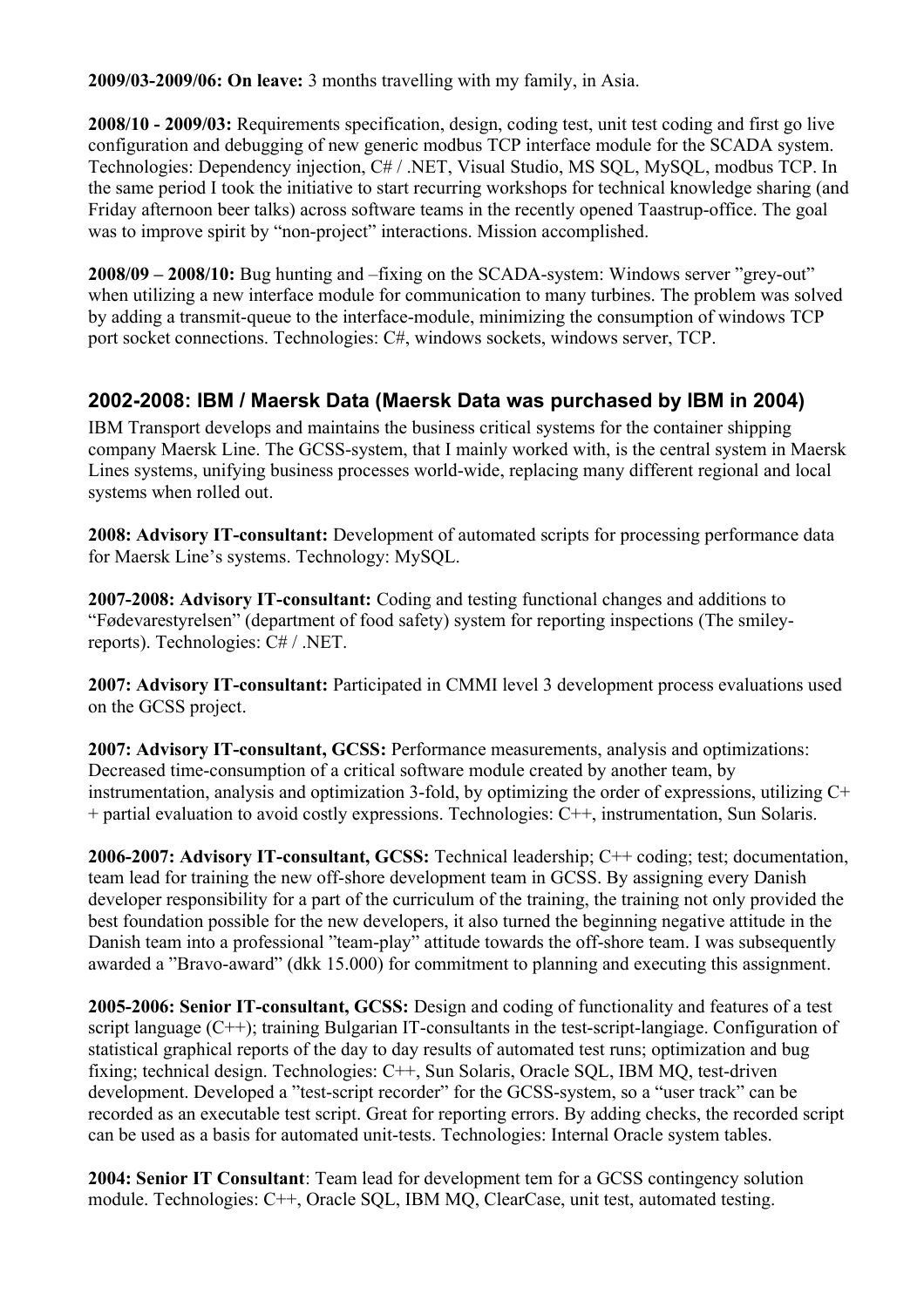**2009/03-2009/06: On leave:** 3 months travelling with my family, in Asia.

**2008/10 - 2009/03:** Requirements specification, design, coding test, unit test coding and first go live configuration and debugging of new generic modbus TCP interface module for the SCADA system. Technologies: Dependency injection, C# / .NET, Visual Studio, MS SQL, MySQL, modbus TCP. In the same period I took the initiative to start recurring workshops for technical knowledge sharing (and Friday afternoon beer talks) across software teams in the recently opened Taastrup-office. The goal was to improve spirit by "non-project" interactions. Mission accomplished.

**2008/09 – 2008/10:** Bug hunting and –fixing on the SCADA-system: Windows server "grey-out" when utilizing a new interface module for communication to many turbines. The problem was solved by adding a transmit-queue to the interface-module, minimizing the consumption of windows TCP port socket connections. Technologies: C#, windows sockets, windows server, TCP.

## 2002-2008: IBM / Maersk Data (Maersk Data was purchased by IBM in 2004)

IBM Transport develops and maintains the business critical systems for the container shipping company Maersk Line. The GCSS-system, that I mainly worked with, is the central system in Maersk Lines systems, unifying business processes world-wide, replacing many different regional and local systems when rolled out.

**2008: Advisory IT-consultant:** Development of automated scripts for processing performance data for Maersk Line's systems. Technology: MySQL.

**2007-2008: Advisory IT-consultant:** Coding and testing functional changes and additions to "Fødevarestyrelsen" (department of food safety) system for reporting inspections (The smiley-reports). Technologies: C# / .NET.

**2007: Advisory IT-consultant:** Participated in CMMI level 3 development process evaluations used on the GCSS project.

**2007: Advisory IT-consultant, GCSS:** Performance measurements, analysis and optimizations: Decreased time-consumption of a critical software module created by another team, by instrumentation, analysis and optimization 3-fold, by optimizing the order of expressions, utilizing C++ partial evaluation to avoid costly expressions. Technologies: C++, instrumentation, Sun Solaris.

**2006-2007: Advisory IT-consultant, GCSS:** Technical leadership; C++ coding; test; documentation, team lead for training the new off-shore development team in GCSS. By assigning every Danish developer responsibility for a part of the curriculum of the training, the training not only provided the best foundation possible for the new developers, it also turned the beginning negative attitude in the Danish team into a professional "team-play" attitude towards the off-shore team. I was subsequently awarded a "Bravo-award" (dkk 15.000) for commitment to planning and executing this assignment.

**2005-2006: Senior IT-consultant, GCSS:** Design and coding of functionality and features of a test script language (C++); training Bulgarian IT-consultants in the test-script-langiage. Configuration of statistical graphical reports of the day to day results of automated test runs; optimization and bug fixing; technical design. Technologies: C++, Sun Solaris, Oracle SQL, IBM MQ, test-driven development. Developed a "test-script recorder" for the GCSS-system, so a "user track" can be recorded as an executable test script. Great for reporting errors. By adding checks, the recorded script can be used as a basis for automated unit-tests. Technologies: Internal Oracle system tables.

**2004: Senior IT Consultant**: Team lead for development tem for a GCSS contingency solution module. Technologies: C++, Oracle SQL, IBM MQ, ClearCase, unit test, automated testing.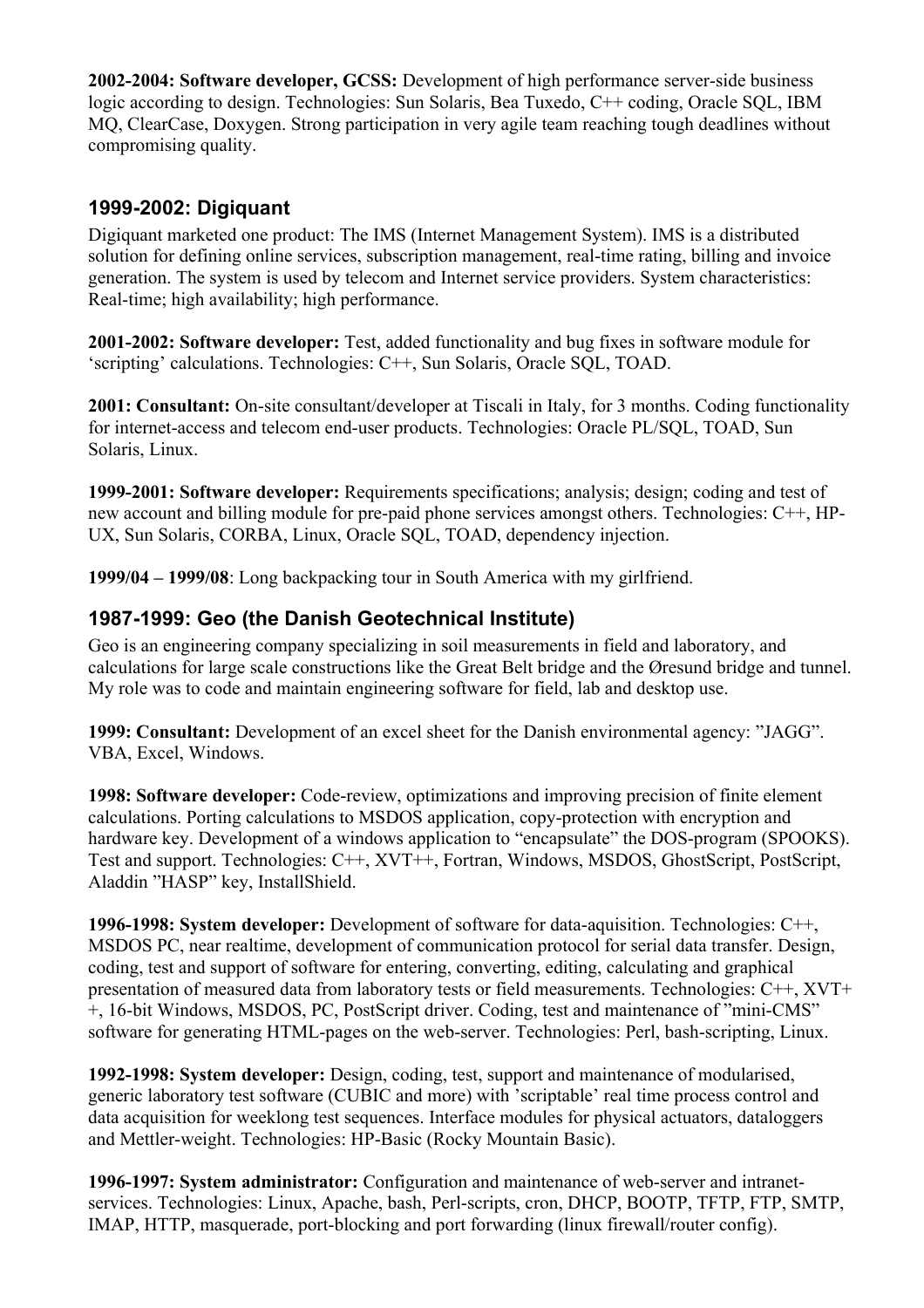**2002-2004: Software developer, GCSS:** Development of high performance server-side business logic according to design. Technologies: Sun Solaris, Bea Tuxedo, C++ coding, Oracle SQL, IBM MQ, ClearCase, Doxygen. Strong participation in very agile team reaching tough deadlines without compromising quality.

## 1999-2002: Digiquant

Digiquant marketed one product: The IMS (Internet Management System). IMS is a distributed solution for defining online services, subscription management, real-time rating, billing and invoice generation. The system is used by telecom and Internet service providers. System characteristics: Real-time; high availability; high performance.

**2001-2002: Software developer:** Test, added functionality and bug fixes in software module for 'scripting' calculations. Technologies: C++, Sun Solaris, Oracle SQL, TOAD.

**2001: Consultant:** On-site consultant/developer at Tiscali in Italy, for 3 months. Coding functionality for internet-access and telecom end-user products. Technologies: Oracle PL/SQL, TOAD, Sun Solaris, Linux.

**1999-2001: Software developer:** Requirements specifications; analysis; design; coding and test of new account and billing module for pre-paid phone services amongst others. Technologies: C++, HP-UX, Sun Solaris, CORBA, Linux, Oracle SQL, TOAD, dependency injection.

**1999/04 – 1999/08**: Long backpacking tour in South America with my girlfriend.

## 1987-1999: Geo (the Danish Geotechnical Institute)

Geo is an engineering company specializing in soil measurements in field and laboratory, and calculations for large scale constructions like the Great Belt bridge and the Øresund bridge and tunnel. My role was to code and maintain engineering software for field, lab and desktop use.

**1999: Consultant:** Development of an excel sheet for the Danish environmental agency: ”JAGG”. VBA, Excel, Windows.

**1998: Software developer:** Code-review, optimizations and improving precision of finite element calculations. Porting calculations to MSDOS application, copy-protection with encryption and hardware key. Development of a windows application to “encapsulate” the DOS-program (SPOOKS). Test and support. Technologies: C++, XVT++, Fortran, Windows, MSDOS, GhostScript, PostScript, Aladdin ”HASP” key, InstallShield.

**1996-1998: System developer:** Development of software for data-aquisition. Technologies: C++, MSDOS PC, near realtime, development of communication protocol for serial data transfer. Design, coding, test and support of software for entering, converting, editing, calculating and graphical presentation of measured data from laboratory tests or field measurements. Technologies: C++, XVT++, 16-bit Windows, MSDOS, PC, PostScript driver. Coding, test and maintenance of ”mini-CMS” software for generating HTML-pages on the web-server. Technologies: Perl, bash-scripting, Linux.

**1992-1998: System developer:** Design, coding, test, support and maintenance of modularised, generic laboratory test software (CUBIC and more) with 'scriptable' real time process control and data acquisition for weeklong test sequences. Interface modules for physical actuators, dataloggers and Mettler-weight. Technologies: HP-Basic (Rocky Mountain Basic).

**1996-1997: System administrator:** Configuration and maintenance of web-server and intranet-services. Technologies: Linux, Apache, bash, Perl-scripts, cron, DHCP, BOOTP, TFTP, FTP, SMTP, IMAP, HTTP, masquerade, port-blocking and port forwarding (linux firewall/router config).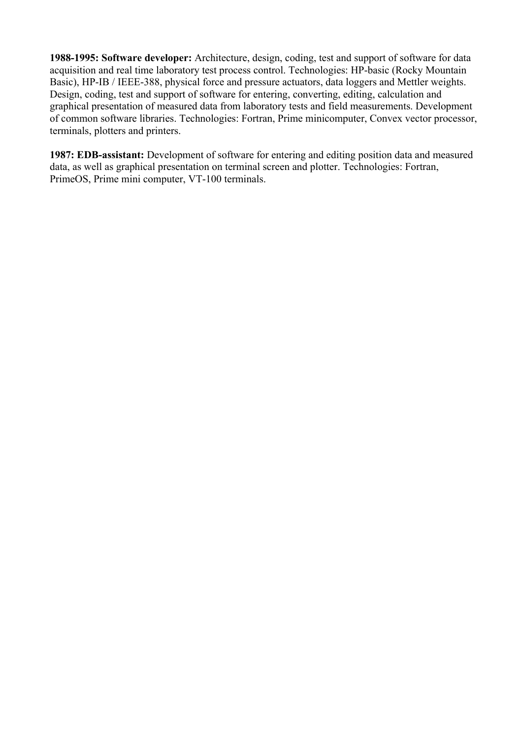**1988-1995: Software developer:** Architecture, design, coding, test and support of software for data acquisition and real time laboratory test process control. Technologies: HP-basic (Rocky Mountain Basic), HP-IB / IEEE-388, physical force and pressure actuators, data loggers and Mettler weights. Design, coding, test and support of software for entering, converting, editing, calculation and graphical presentation of measured data from laboratory tests and field measurements. Development of common software libraries. Technologies: Fortran, Prime minicomputer, Convex vector processor, terminals, plotters and printers.

**1987: EDB-assistant:** Development of software for entering and editing position data and measured data, as well as graphical presentation on terminal screen and plotter. Technologies: Fortran, PrimeOS, Prime mini computer, VT-100 terminals.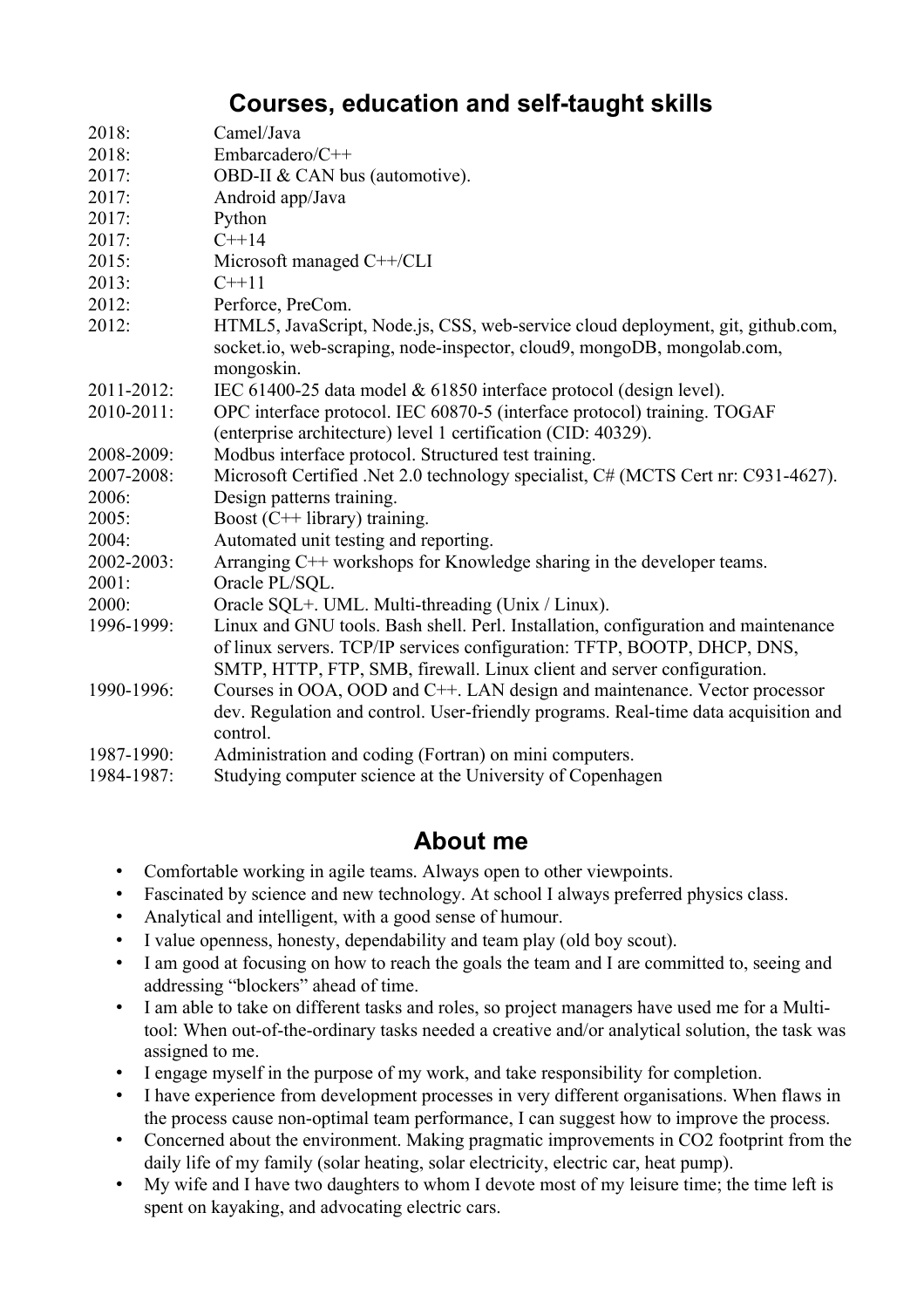## Courses, education and self-taught skills

| | |
|---|---|
| 2018: | Camel/Java |
| 2018: | Embarcadero/C++ |
| 2017: | OBD-II & CAN bus (automotive). |
| 2017: | Android app/Java |
| 2017: | Python |
| 2017: | C++14 |
| 2015: | Microsoft managed C++/CLI |
| 2013: | C++11 |
| 2012: | Perforce, PreCom. |
| 2012: | HTML5, JavaScript, Node.js, CSS, web-service cloud deployment, git, github.com, socket.io, web-scraping, node-inspector, cloud9, mongoDB, mongolab.com, mongoskin. |
| 2011-2012: | IEC 61400-25 data model & 61850 interface protocol (design level). |
| 2010-2011: | OPC interface protocol. IEC 60870-5 (interface protocol) training. TOGAF (enterprise architecture) level 1 certification (CID: 40329). |
| 2008-2009: | Modbus interface protocol. Structured test training. |
| 2007-2008: | Microsoft Certified .Net 2.0 technology specialist, C# (MCTS Cert nr: C931-4627). |
| 2006: | Design patterns training. |
| 2005: | Boost (C++ library) training. |
| 2004: | Automated unit testing and reporting. |
| 2002-2003: | Arranging C++ workshops for Knowledge sharing in the developer teams. |
| 2001: | Oracle PL/SQL. |
| 2000: | Oracle SQL+. UML. Multi-threading (Unix / Linux). |
| 1996-1999: | Linux and GNU tools. Bash shell. Perl. Installation, configuration and maintenance of linux servers. TCP/IP services configuration: TFTP, BOOTP, DHCP, DNS, SMTP, HTTP, FTP, SMB, firewall. Linux client and server configuration. |
| 1990-1996: | Courses in OOA, OOD and C++. LAN design and maintenance. Vector processor dev. Regulation and control. User-friendly programs. Real-time data acquisition and control. |
| 1987-1990: | Administration and coding (Fortran) on mini computers. |
| 1984-1987: | Studying computer science at the University of Copenhagen |

## About me

- Comfortable working in agile teams. Always open to other viewpoints.
- Fascinated by science and new technology. At school I always preferred physics class.
- Analytical and intelligent, with a good sense of humour.
- I value openness, honesty, dependability and team play (old boy scout).
- I am good at focusing on how to reach the goals the team and I are committed to, seeing and addressing "blockers" ahead of time.
- I am able to take on different tasks and roles, so project managers have used me for a Multi-tool: When out-of-the-ordinary tasks needed a creative and/or analytical solution, the task was assigned to me.
- I engage myself in the purpose of my work, and take responsibility for completion.
- I have experience from development processes in very different organisations. When flaws in the process cause non-optimal team performance, I can suggest how to improve the process.
- Concerned about the environment. Making pragmatic improvements in CO2 footprint from the daily life of my family (solar heating, solar electricity, electric car, heat pump).
- My wife and I have two daughters to whom I devote most of my leisure time; the time left is spent on kayaking, and advocating electric cars.